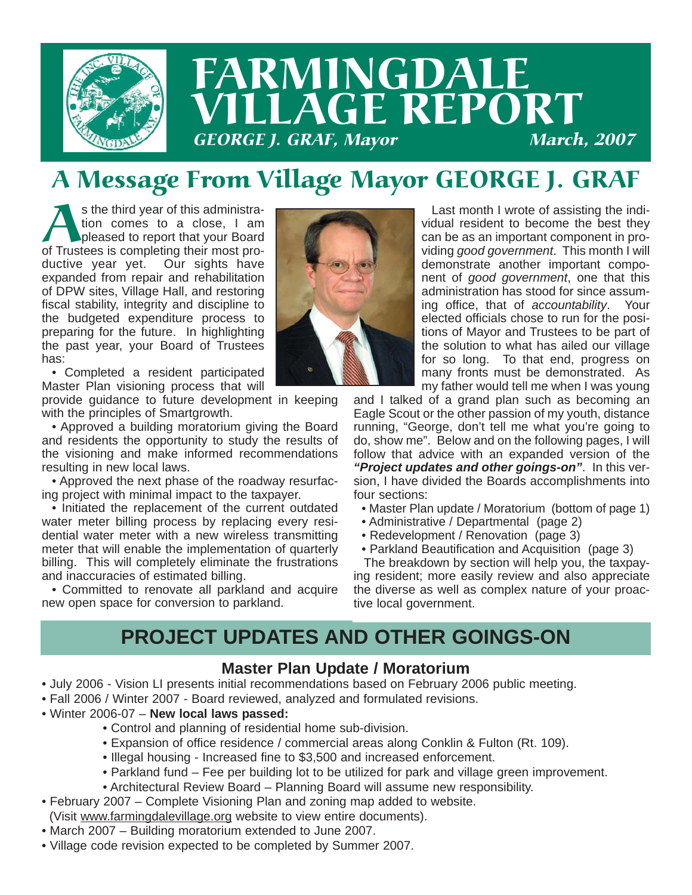# FARMINGDALE VILLAGE REPORT

*GEORGE J. GRAF, Mayor* *March, 2007*

## A Message From Village Mayor GEORGE J. GRAF

As the third year of this administration comes to a close, I am pleased to report that your Board of Trustees is completing their most productive year yet. Our sights have expanded from repair and rehabilitation of DPW sites, Village Hall, and restoring fiscal stability, integrity and discipline to the budgeted expenditure process to preparing for the future. In highlighting the past year, your Board of Trustees has:

- Completed a resident participated Master Plan visioning process that will provide guidance to future development in keeping with the principles of Smartgrowth.
- Approved a building moratorium giving the Board and residents the opportunity to study the results of the visioning and make informed recommendations resulting in new local laws.
- Approved the next phase of the roadway resurfacing project with minimal impact to the taxpayer.
- Initiated the replacement of the current outdated water meter billing process by replacing every residential water meter with a new wireless transmitting meter that will enable the implementation of quarterly billing. This will completely eliminate the frustrations and inaccuracies of estimated billing.
- Committed to renovate all parkland and acquire new open space for conversion to parkland.

Last month I wrote of assisting the individual resident to become the best they can be as an important component in providing *good government*. This month I will demonstrate another important component of *good government*, one that this administration has stood for since assuming office, that of *accountability*. Your elected officials chose to run for the positions of Mayor and Trustees to be part of the solution to what has ailed our village for so long. To that end, progress on many fronts must be demonstrated. As my father would tell me when I was young and I talked of a grand plan such as becoming an Eagle Scout or the other passion of my youth, distance running, "George, don't tell me what you're going to do, show me". Below and on the following pages, I will follow that advice with an expanded version of the ***"Project updates and other goings-on"***. In this version, I have divided the Boards accomplishments into four sections:

- Master Plan update / Moratorium (bottom of page 1)
- Administrative / Departmental (page 2)
- Redevelopment / Renovation (page 3)
- Parkland Beautification and Acquisition (page 3)

The breakdown by section will help you, the taxpaying resident; more easily review and also appreciate the diverse as well as complex nature of your proactive local government.

## PROJECT UPDATES AND OTHER GOINGS-ON

### Master Plan Update / Moratorium

- July 2006 - Vision LI presents initial recommendations based on February 2006 public meeting.
- Fall 2006 / Winter 2007 - Board reviewed, analyzed and formulated revisions.
- Winter 2006-07 – **New local laws passed:**
  - Control and planning of residential home sub-division.
  - Expansion of office residence / commercial areas along Conklin & Fulton (Rt. 109).
  - Illegal housing - Increased fine to $3,500 and increased enforcement.
  - Parkland fund – Fee per building lot to be utilized for park and village green improvement.
  - Architectural Review Board – Planning Board will assume new responsibility.
- February 2007 – Complete Visioning Plan and zoning map added to website. (Visit www.farmingdalevillage.org website to view entire documents).
- March 2007 – Building moratorium extended to June 2007.
- Village code revision expected to be completed by Summer 2007.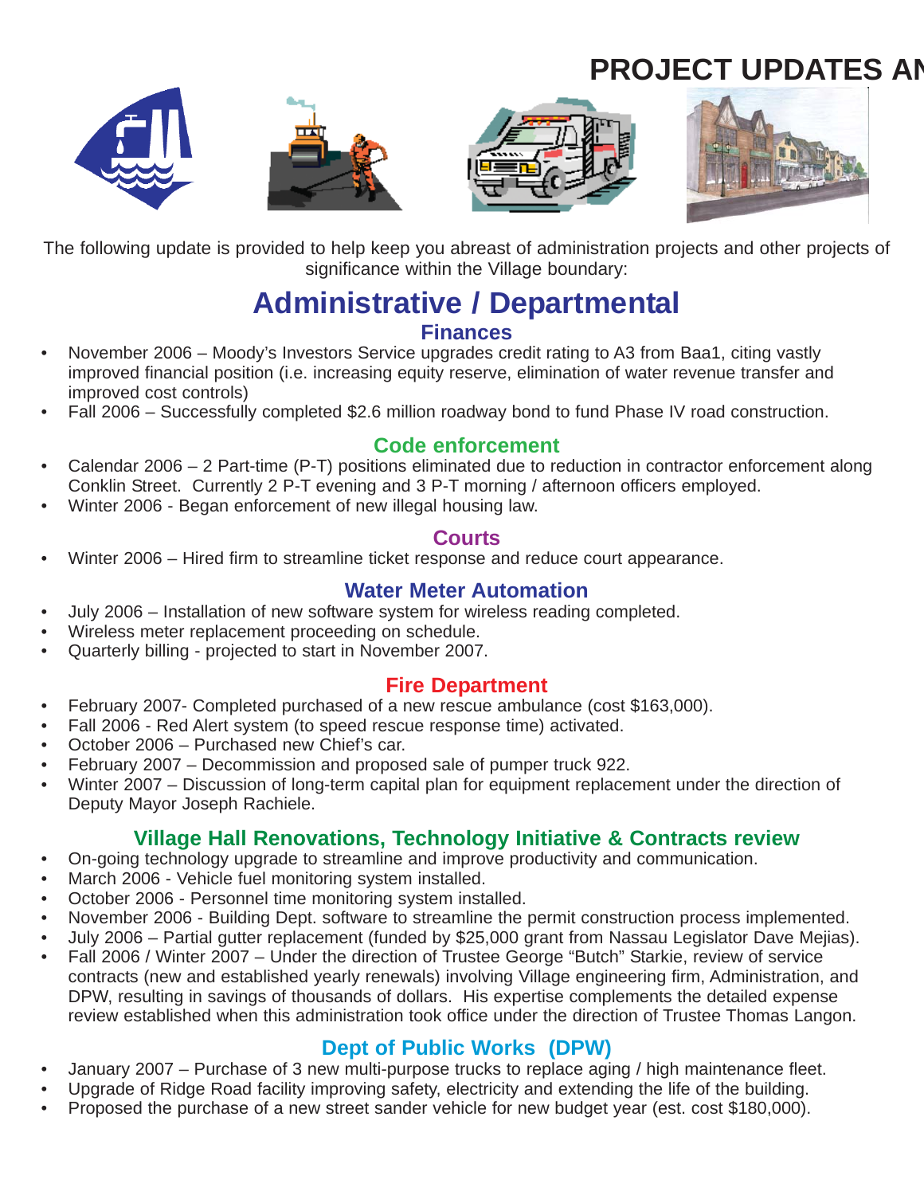# PROJECT UPDATES AN

The following update is provided to help keep you abreast of administration projects and other projects of significance within the Village boundary:

## Administrative / Departmental

### Finances

- November 2006 – Moody's Investors Service upgrades credit rating to A3 from Baa1, citing vastly improved financial position (i.e. increasing equity reserve, elimination of water revenue transfer and improved cost controls)
- Fall 2006 – Successfully completed $2.6 million roadway bond to fund Phase IV road construction.

### Code enforcement

- Calendar 2006 – 2 Part-time (P-T) positions eliminated due to reduction in contractor enforcement along Conklin Street. Currently 2 P-T evening and 3 P-T morning / afternoon officers employed.
- Winter 2006 - Began enforcement of new illegal housing law.

### Courts

- Winter 2006 – Hired firm to streamline ticket response and reduce court appearance.

### Water Meter Automation

- July 2006 – Installation of new software system for wireless reading completed.
- Wireless meter replacement proceeding on schedule.
- Quarterly billing - projected to start in November 2007.

### Fire Department

- February 2007- Completed purchased of a new rescue ambulance (cost $163,000).
- Fall 2006 - Red Alert system (to speed rescue response time) activated.
- October 2006 – Purchased new Chief's car.
- February 2007 – Decommission and proposed sale of pumper truck 922.
- Winter 2007 – Discussion of long-term capital plan for equipment replacement under the direction of Deputy Mayor Joseph Rachiele.

### Village Hall Renovations, Technology Initiative & Contracts review

- On-going technology upgrade to streamline and improve productivity and communication.
- March 2006 - Vehicle fuel monitoring system installed.
- October 2006 - Personnel time monitoring system installed.
- November 2006 - Building Dept. software to streamline the permit construction process implemented.
- July 2006 – Partial gutter replacement (funded by $25,000 grant from Nassau Legislator Dave Mejias).
- Fall 2006 / Winter 2007 – Under the direction of Trustee George "Butch" Starkie, review of service contracts (new and established yearly renewals) involving Village engineering firm, Administration, and DPW, resulting in savings of thousands of dollars. His expertise complements the detailed expense review established when this administration took office under the direction of Trustee Thomas Langon.

### Dept of Public Works (DPW)

- January 2007 – Purchase of 3 new multi-purpose trucks to replace aging / high maintenance fleet.
- Upgrade of Ridge Road facility improving safety, electricity and extending the life of the building.
- Proposed the purchase of a new street sander vehicle for new budget year (est. cost $180,000).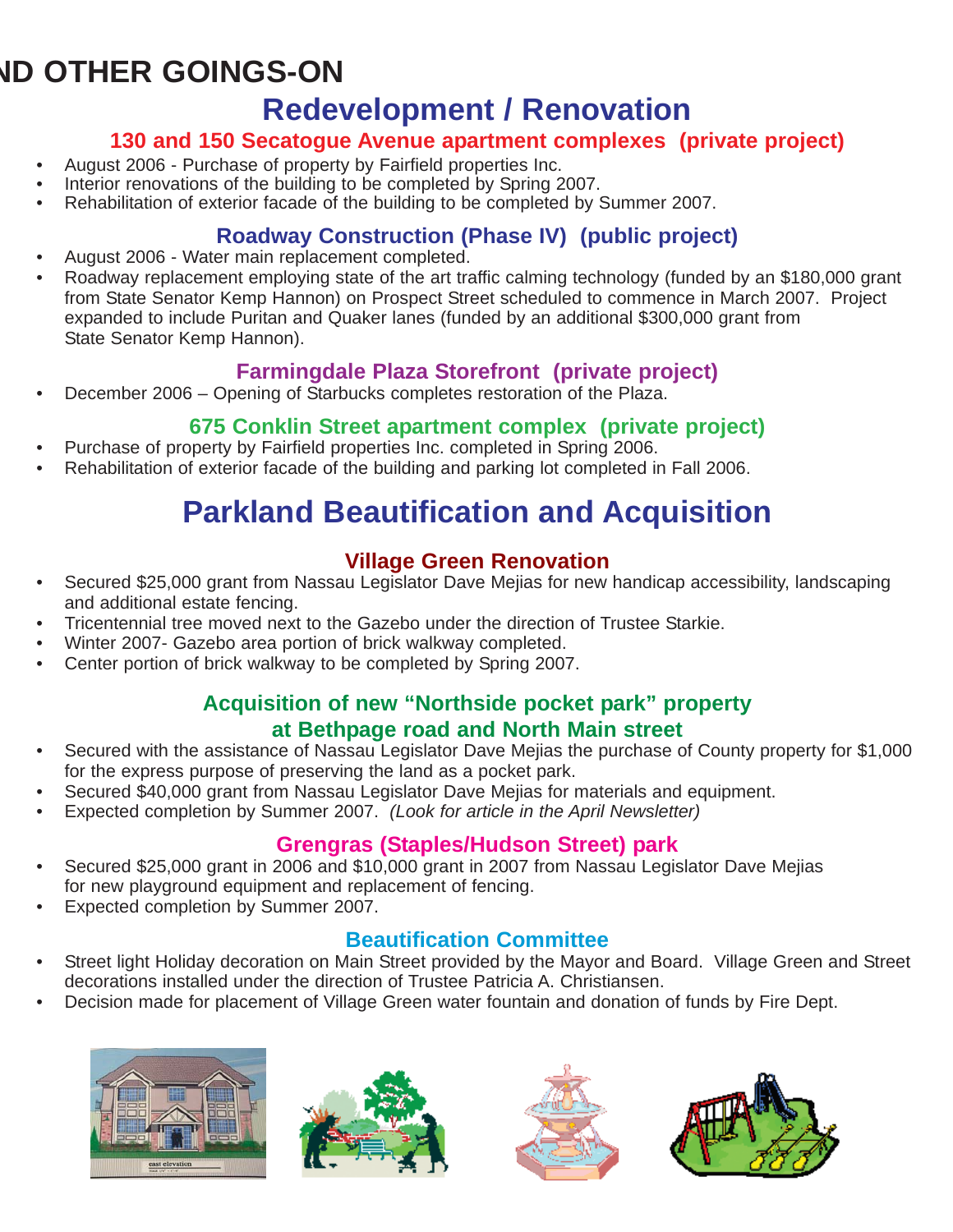# ND OTHER GOINGS-ON

## Redevelopment / Renovation

### 130 and 150 Secatogue Avenue apartment complexes (private project)

- August 2006 - Purchase of property by Fairfield properties Inc.
- Interior renovations of the building to be completed by Spring 2007.
- Rehabilitation of exterior facade of the building to be completed by Summer 2007.

### Roadway Construction (Phase IV) (public project)

- August 2006 - Water main replacement completed.
- Roadway replacement employing state of the art traffic calming technology (funded by an $180,000 grant from State Senator Kemp Hannon) on Prospect Street scheduled to commence in March 2007. Project expanded to include Puritan and Quaker lanes (funded by an additional $300,000 grant from State Senator Kemp Hannon).

### Farmingdale Plaza Storefront (private project)

- December 2006 – Opening of Starbucks completes restoration of the Plaza.

### 675 Conklin Street apartment complex (private project)

- Purchase of property by Fairfield properties Inc. completed in Spring 2006.
- Rehabilitation of exterior facade of the building and parking lot completed in Fall 2006.

## Parkland Beautification and Acquisition

### Village Green Renovation

- Secured $25,000 grant from Nassau Legislator Dave Mejias for new handicap accessibility, landscaping and additional estate fencing.
- Tricentennial tree moved next to the Gazebo under the direction of Trustee Starkie.
- Winter 2007- Gazebo area portion of brick walkway completed.
- Center portion of brick walkway to be completed by Spring 2007.

### Acquisition of new "Northside pocket park" property at Bethpage road and North Main street

- Secured with the assistance of Nassau Legislator Dave Mejias the purchase of County property for $1,000 for the express purpose of preserving the land as a pocket park.
- Secured $40,000 grant from Nassau Legislator Dave Mejias for materials and equipment.
- Expected completion by Summer 2007. *(Look for article in the April Newsletter)*

### Grengras (Staples/Hudson Street) park

- Secured $25,000 grant in 2006 and $10,000 grant in 2007 from Nassau Legislator Dave Mejias for new playground equipment and replacement of fencing.
- Expected completion by Summer 2007.

### Beautification Committee

- Street light Holiday decoration on Main Street provided by the Mayor and Board. Village Green and Street decorations installed under the direction of Trustee Patricia A. Christiansen.
- Decision made for placement of Village Green water fountain and donation of funds by Fire Dept.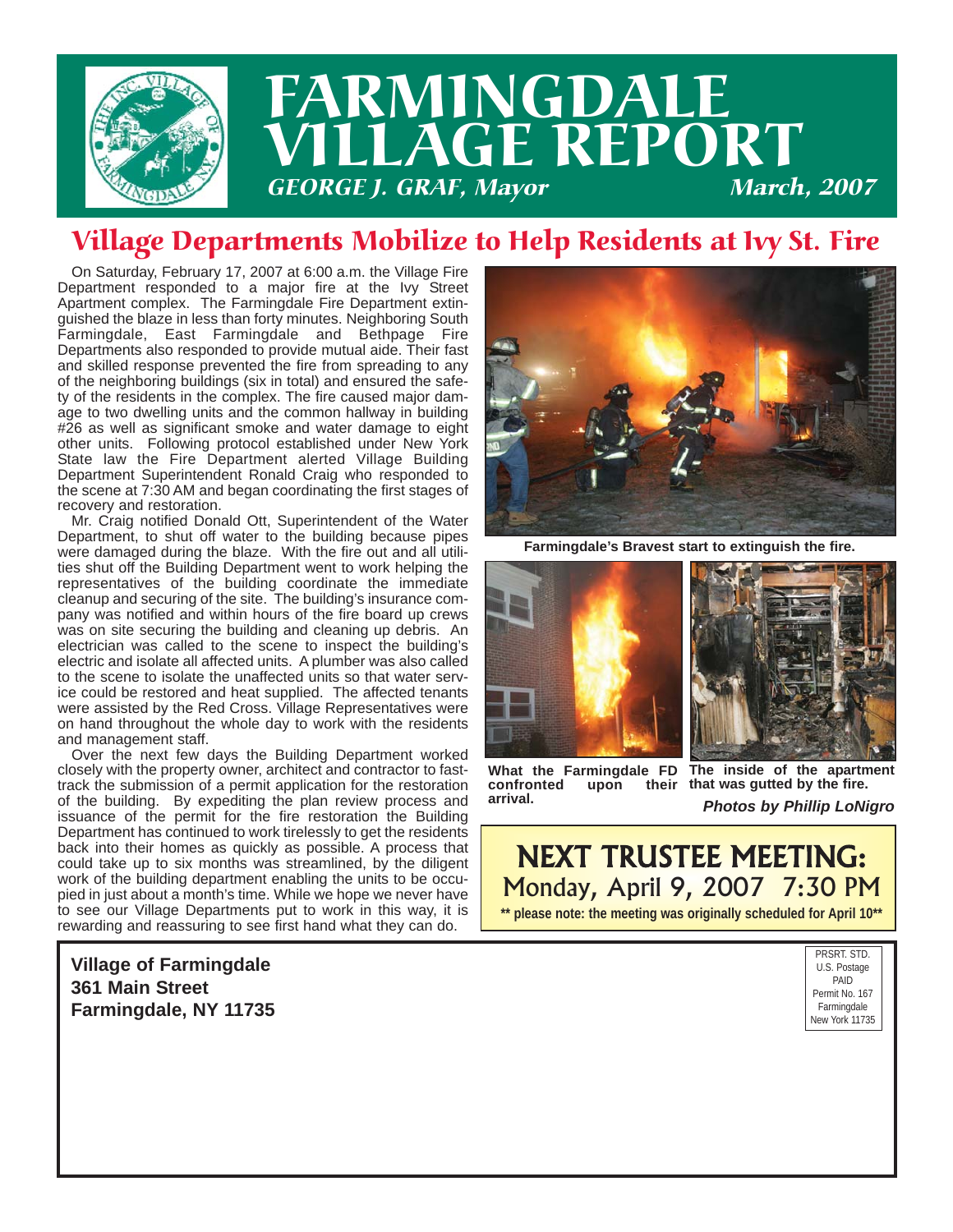# FARMINGDALE VILLAGE REPORT

*GEORGE J. GRAF, Mayor* *March, 2007*

## Village Departments Mobilize to Help Residents at Ivy St. Fire

On Saturday, February 17, 2007 at 6:00 a.m. the Village Fire Department responded to a major fire at the Ivy Street Apartment complex. The Farmingdale Fire Department extinguished the blaze in less than forty minutes. Neighboring South Farmingdale, East Farmingdale and Bethpage Fire Departments also responded to provide mutual aide. Their fast and skilled response prevented the fire from spreading to any of the neighboring buildings (six in total) and ensured the safety of the residents in the complex. The fire caused major damage to two dwelling units and the common hallway in building #26 as well as significant smoke and water damage to eight other units. Following protocol established under New York State law the Fire Department alerted Village Building Department Superintendent Ronald Craig who responded to the scene at 7:30 AM and began coordinating the first stages of recovery and restoration.

Mr. Craig notified Donald Ott, Superintendent of the Water Department, to shut off water to the building because pipes were damaged during the blaze. With the fire out and all utilities shut off the Building Department went to work helping the representatives of the building coordinate the immediate cleanup and securing of the site. The building's insurance company was notified and within hours of the fire board up crews was on site securing the building and cleaning up debris. An electrician was called to the scene to inspect the building's electric and isolate all affected units. A plumber was also called to the scene to isolate the unaffected units so that water service could be restored and heat supplied. The affected tenants were assisted by the Red Cross. Village Representatives were on hand throughout the whole day to work with the residents and management staff.

Over the next few days the Building Department worked closely with the property owner, architect and contractor to fast-track the submission of a permit application for the restoration of the building. By expediting the plan review process and issuance of the permit for the fire restoration the Building Department has continued to work tirelessly to get the residents back into their homes as quickly as possible. A process that could take up to six months was streamlined, by the diligent work of the building department enabling the units to be occupied in just about a month's time. While we hope we never have to see our Village Departments put to work in this way, it is rewarding and reassuring to see first hand what they can do.

**Farmingdale's Bravest start to extinguish the fire.**

**What the Farmingdale FD confronted upon their arrival.**

**The inside of the apartment that was gutted by the fire.**

***Photos by Phillip LoNigro***

## NEXT TRUSTEE MEETING:
### Monday, April 9, 2007 7:30 PM

**\*\* please note: the meeting was originally scheduled for April 10\*\***

**Village of Farmingdale**
**361 Main Street**
**Farmingdale, NY 11735**

PRSRT. STD.
U.S. Postage
PAID
Permit No. 167
Farmingdale
New York 11735